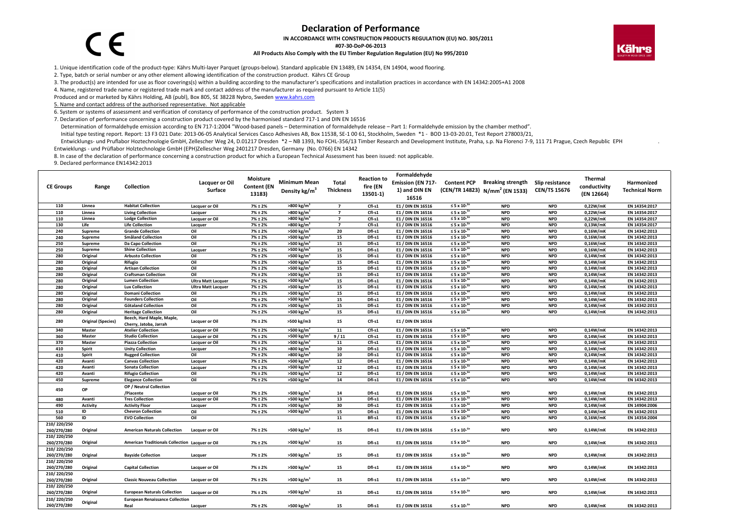CE

# Declaration of Performance

**IN ACCORDANCE WITH CONSTRUCTION PRODUCTS REGULATION (EU) NO. 305/2011**

**#07-30-DoP-06-2013**

**All Products Also Comply with the EU Timber Regulation Regulation (EU) No 995/2010**

Kährs

1. Unique identification code of the product-type: Kährs Multi-layer Parquet (groups-below). Standard applicable EN 13489, EN 14354, EN 14904, wood flooring.
2. Type, batch or serial number or any other element allowing identification of the construction product. Kährs CE Group
3. The product(s) are intended for use as floor coverings(s) within a building according to the manufacturer's specifications and installation practices in accordance with EN 14342:2005+A1 2008
4. Name, registered trade name or registered trade mark and contact address of the manufacturer as required pursuant to Article 11(5)

Produced and or marketed by Kährs Holding, AB (publ), Box 805, SE 38228 Nybro, Sweden www.kahrs.com

5. Name and contact address of the authorised representative. Not applicable
6. System or systems of assessment and verification of constancy of performance of the construction product. System 3
7. Declaration of performance concerning a construction product covered by the harmonised standard 717-1 and DIN EN 16516

Determination of formaldehyde emission according to EN 717-1:2004 "Wood-based panels – Determination of formaldehyde release – Part 1: Formaldehyde emission by the chamber method".

Initial type testing report. Report: 13 F3 021 Date: 2013-06-05 Analytical Services Casco Adhesives AB, Box 11538, SE-1 00 61, Stockholm, Sweden *1 - BOD 13-03-20.01, Test Report 278003/21,

Entwicklungs- und Pruflabor Hoztechnologie GmbH, Zellescher Weg 24, D.01217 Dresden *2 – NB 1393, No FCHL-356/13 Timber Research and Development Institute, Praha, s.p. Na Florenci 7-9, 111 71 Prague, Czech Republic EPH .

Entwieklungs - und Prüflabor Holztechnologie GmbH (EPH)Zellescher Weg 2401217 Dresden, Germany (No. 0766) EN 14342

8. In case of the declaration of performance concerning a construction product for which a European Technical Assessment has been issued: not applicable.
9. Declared performance EN14342:2013

| CE Groups | Range | Collection | Lacquer or Oil Surface | Moisture Content (EN 13183) | Minimum Mean Density kg/m³ | Total Thickness | Reaction to fire (EN 13501-1) | Formaldehyde Emission (EN 717-1) and DIN EN 16516 | Content PCP (CEN/TR 14823) | Breaking strength N/mm² (EN 1533) | Slip resistance CEN/TS 15676 | Thermal conductivity (EN 12664) | Harmonized Technical Norm |
|---|---|---|---|---|---|---|---|---|---|---|---|---|---|
| 110 | Linnea | Habitat Collection | Lacquer or Oil | 7% ± 2% | >800 kg/m³ | 7 | Cfl-s1 | E1 / DIN EN 16516 | ≤ 5 x 10⁻⁶ⁿ | NPD | NPD | 0,22W/mK | EN 14354:2017 |
| 110 | Linnea | Living Collection | Lacquer | 7% ± 2% | >800 kg/m³ | 7 | Cfl-s1 | E1 / DIN EN 16516 | ≤ 5 x 10⁻⁶ⁿ | NPD | NPD | 0,22W/mK | EN 14354:2017 |
| 110 | Linnea | Lodge Collection | Lacquer or Oil | 7% ± 2% | >800 kg/m³ | 7 | Cfl-s1 | E1 / DIN EN 16516 | ≤ 5 x 10⁻⁶ⁿ | NPD | NPD | 0,22W/mK | EN 14354:2017 |
| 130 | Life | Life Collection | Lacquer | 7% ± 2% | >800 kg/m³ | 7 | Cfl-s1 | E1 / DIN EN 16516 | ≤ 5 x 10⁻⁶ⁿ | NPD | NPD | 0,13W/mK | EN 14354:2017 |
| 240 | Supreme | Grande Collection | Oil | 7% ± 2% | >500 kg/m³ | 20 | Dfl-s1 | E1 / DIN EN 16516 | ≤ 5 x 10⁻⁶ⁿ | NPD | NPD | 0,16W/mK | EN 14342:2013 |
| 240 | Supreme | Småland Collection | Oil | 7% ± 2% | >500 kg/m³ | 15 | Dfl-s1 | E1 / DIN EN 16516 | ≤ 5 x 10⁻⁶ⁿ | NPD | NPD | 0,16W/mK | EN 14342:2013 |
| 250 | Supreme | Da Capo Collection | Oil | 7% ± 2% | >500 kg/m³ | 15 | Dfl-s1 | E1 / DIN EN 16516 | ≤ 5 x 10⁻⁶ⁿ | NPD | NPD | 0,16W/mK | EN 14342:2013 |
| 250 | Supreme | Shine Collection | Lacquer | 7% ± 2% | >500 kg/m³ | 15 | Dfl-s1 | E1 / DIN EN 16516 | ≤ 5 x 10⁻⁶ⁿ | NPD | NPD | 0,16W/mK | EN 14342:2013 |
| 280 | Original | Arbusto Collection | Oil | 7% ± 2% | >500 kg/m³ | 15 | Dfl-s1 | E1 / DIN EN 16516 | ≤ 5 x 10⁻⁶ⁿ | NPD | NPD | 0,14W/mK | EN 14342:2013 |
| 280 | Original | Rifugio | Oil | 7% ± 2% | >500 kg/m³ | 15 | Dfl-s1 | E1 / DIN EN 16516 | ≤ 5 x 10⁻⁶ⁿ | NPD | NPD | 0,14W/mK | EN 14342:2013 |
| 280 | Original | Artisan Collection | Oil | 7% ± 2% | >500 kg/m³ | 15 | Dfl-s1 | E1 / DIN EN 16516 | ≤ 5 x 10⁻⁶ⁿ | NPD | NPD | 0,14W/mK | EN 14342:2013 |
| 280 | Original | Craftsman Collection | Oil | 7% ± 2% | >500 kg/m³ | 15 | Dfl-s1 | E1 / DIN EN 16516 | ≤ 5 x 10⁻⁶ⁿ | NPD | NPD | 0,14W/mK | EN 14342:2013 |
| 280 | Original | Lumen Collection | Ultra Matt Lacquer | 7% ± 2% | >500 kg/m³ | 15 | Dfl-s1 | E1 / DIN EN 16516 | ≤ 5 x 10⁻⁶ⁿ | NPD | NPD | 0,14W/mK | EN 14342:2013 |
| 280 | Original | Lux Collection | Ultra Matt Lacquer | 7% ± 2% | >500 kg/m³ | 15 | Dfl-s1 | E1 / DIN EN 16516 | ≤ 5 x 10⁻⁶ⁿ | NPD | NPD | 0,14W/mK | EN 14342:2013 |
| 280 | Original | Domani Collection | Oil | 7% ± 2% | >500 kg/m³ | 15 | Dfl-s1 | E1 / DIN EN 16516 | ≤ 5 x 10⁻⁶ⁿ | NPD | NPD | 0,14W/mK | EN 14342:2013 |
| 280 | Original | Founders Collection | Oil | 7% ± 2% | >500 kg/m³ | 15 | Dfl-s1 | E1 / DIN EN 16516 | ≤ 5 x 10⁻⁶ⁿ | NPD | NPD | 0,14W/mK | EN 14342:2013 |
| 280 | Original | Götaland Collection | Oil | 7% ± 2% | >500 kg/m³ | 15 | Dfl-s1 | E1 / DIN EN 16516 | ≤ 5 x 10⁻⁶ⁿ | NPD | NPD | 0,14W/mK | EN 14342:2013 |
| 280 | Original | Heritage Collection | Oil | 7% ± 2% | >500 kg/m³ | 15 | Dfl-s1 | E1 / DIN EN 16516 | ≤ 5 x 10⁻⁶ⁿ | NPD | NPD | 0,14W/mK | EN 14342:2013 |
| 280 | Original (Species) | Beech, Hard Maple, Maple, Cherry, Jatoba, Jarrah | Lacquer or Oil | 7% ± 2% | >500 kg/m3 | 15 | Cfl-s1 | E1 / DIN EN 16516 | | | | | |
| 340 | Master | Atelier Collection | Lacquer or Oil | 7% ± 2% | >500 kg/m³ | 11 | Cfl-s1 | E1 / DIN EN 16516 | ≤ 5 x 10⁻⁶ⁿ | NPD | NPD | 0,14W/mK | EN 14342:2013 |
| 360 | Master | Studio Collection | Lacquer or Oil | 7% ± 2% | >500 kg/m³ | 9 / 11 | Cfl-s1 | E1 / DIN EN 16516 | ≤ 5 x 10⁻⁶ⁿ | NPD | NPD | 0,14W/mK | EN 14342:2013 |
| 370 | Master | Piazza Collection | Lacquer or Oil | 7% ± 2% | >500 kg/m³ | 11 | Cfl-s1 | E1 / DIN EN 16516 | ≤ 5 x 10⁻⁶ⁿ | NPD | NPD | 0,14W/mK | EN 14342:2013 |
| 410 | Spirit | Unity Collection | Lacquer | 7% ± 2% | >800 kg/m³ | 10 | Dfl-s1 | E1 / DIN EN 16516 | ≤ 5 x 10⁻⁶ⁿ | NPD | NPD | 0,14W/mK | EN 14342:2013 |
| 410 | Spirit | Rugged Collection | Oil | 7% ± 2% | >800 kg/m³ | 10 | Dfl-s1 | E1 / DIN EN 16516 | ≤ 5 x 10⁻⁶ⁿ | NPD | NPD | 0,14W/mK | EN 14342:2013 |
| 420 | Avanti | Canvas Collection | Lacquer | 7% ± 2% | >500 kg/m³ | 12 | Dfl-s1 | E1 / DIN EN 16516 | ≤ 5 x 10⁻⁶ⁿ | NPD | NPD | 0,14W/mK | EN 14342:2013 |
| 420 | Avanti | Sonata Collection | Lacquer | 7% ± 2% | >500 kg/m³ | 12 | Dfl-s1 | E1 / DIN EN 16516 | ≤ 5 x 10⁻⁶ⁿ | NPD | NPD | 0,14W/mK | EN 14342:2013 |
| 420 | Avanti | Rifugio Collection | Oil | 7% ± 2% | >500 kg/m³ | 12 | Dfl-s1 | E1 / DIN EN 16516 | ≤ 5 x 10⁻⁶ⁿ | NPD | NPD | 0,14W/mK | EN 14342:2013 |
| 450 | Supreme | Elegance Collection | Oil | 7% ± 2% | >500 kg/m³ | 14 | Dfl-s1 | E1 / DIN EN 16516 | ≤ 5 x 10⁻⁶ⁿ | NPD | NPD | 0,14W/mK | EN 14342:2013 |
| 450 | OP | OP / Neutral Collection /Piacente | Lacquer or Oil | 7% ± 2% | >500 kg/m³ | 14 | Dfl-s1 | E1 / DIN EN 16516 | ≤ 5 x 10⁻⁶ⁿ | NPD | NPD | 0,14W/mK | EN 14342:2013 |
| 480 | Avanti | Tres Collection | Lacquer or Oil | 7% ± 2% | >500 kg/m³ | 13 | Dfl-s1 | E1 / DIN EN 16516 | ≤ 5 x 10⁻⁶ⁿ | NPD | NPD | 0,14W/mK | EN 14342:2013 |
| 490 | Activity | Activity Floor | Lacquer | 7% ± 2% | >500 kg/m³ | 30 | Dfl-s1 | E1 / DIN EN 16516 | ≤ 5 x 10⁻⁶ⁿ | NPD | NPD | 0,14W/mK | EN 14904:2006 |
| 510 | ID | Chevron Collection | Oil | 7% ± 2% | >500 kg/m³ | 15 | Dfl-s1 | E1 / DIN EN 16516 | ≤ 5 x 10⁻⁶ⁿ | NPD | NPD | 0,14W/mK | EN 14342:2013 |
| 560 | ID | EVO Collection | Oil | | | 11 | Bfl-s1 | E1 / DIN EN 16516 | ≤ 5 x 10⁻⁶ⁿ | NPD | NPD | 0,16W/mK | EN 14354:2004 |
| 210/ 220/250 260/270/280 | Original | American Naturals Collection | Lacquer or Oil | 7% ± 2% | >500 kg/m³ | 15 | Dfl-s1 | E1 / DIN EN 16516 | ≤ 5 x 10⁻⁶ⁿ | NPD | NPD | 0,14W/mK | EN 14342:2013 |
| 210/ 220/250 260/270/280 | Original | American Traditionals Collection | Lacquer or Oil | 7% ± 2% | >500 kg/m³ | 15 | Dfl-s1 | E1 / DIN EN 16516 | ≤ 5 x 10⁻⁶ⁿ | NPD | NPD | 0,14W/mK | EN 14342:2013 |
| 210/ 220/250 260/270/280 | Original | Bayside Collection | Lacquer | 7% ± 2% | >500 kg/m³ | 15 | Dfl-s1 | E1 / DIN EN 16516 | ≤ 5 x 10⁻⁶ⁿ | NPD | NPD | 0,14W/mK | EN 14342:2013 |
| 210/ 220/250 260/270/280 | Original | Capital Collection | Lacquer or Oil | 7% ± 2% | >500 kg/m³ | 15 | Dfl-s1 | E1 / DIN EN 16516 | ≤ 5 x 10⁻⁶ⁿ | NPD | NPD | 0,14W/mK | EN 14342:2013 |
| 210/ 220/250 260/270/280 | Original | Classic Nouveau Collection | Lacquer or Oil | 7% ± 2% | >500 kg/m³ | 15 | Dfl-s1 | E1 / DIN EN 16516 | ≤ 5 x 10⁻⁶ⁿ | NPD | NPD | 0,14W/mK | EN 14342:2013 |
| 210/ 220/250 260/270/280 | Original | European Naturals Collection | Lacquer or Oil | 7% ± 2% | >500 kg/m³ | 15 | Dfl-s1 | E1 / DIN EN 16516 | ≤ 5 x 10⁻⁶ⁿ | NPD | NPD | 0,14W/mK | EN 14342:2013 |
| 210/ 220/250 260/270/280 | Original | European Renaissance Collection Real | Lacquer | 7% ± 2% | >500 kg/m³ | 15 | Dfl-s1 | E1 / DIN EN 16516 | ≤ 5 x 10⁻⁶ⁿ | NPD | NPD | 0,14W/mK | EN 14342:2013 |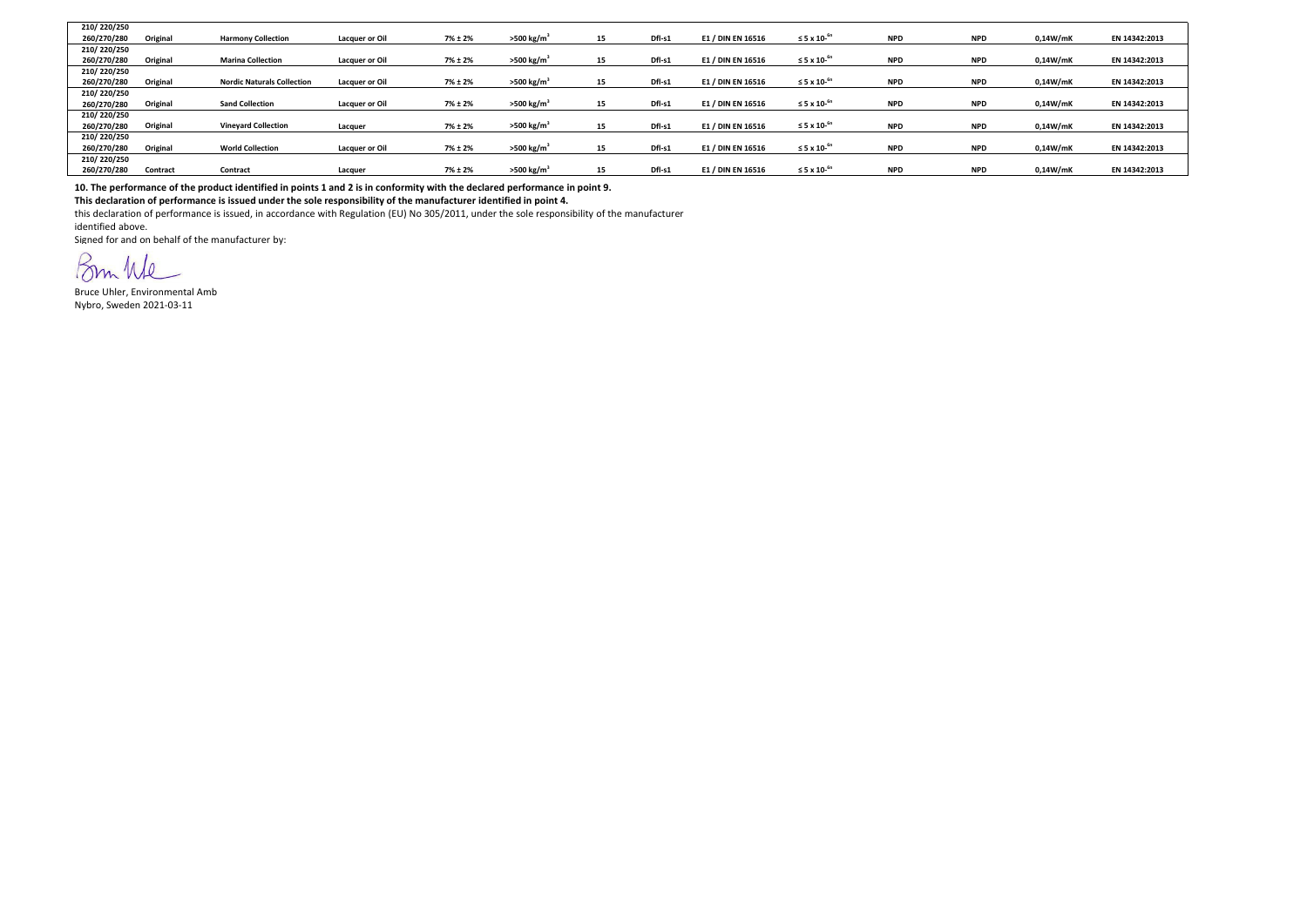| | | | | | | | | | | | | | |
|---|---|---|---|---|---|---|---|---|---|---|---|---|---|
| 210/ 220/250 260/270/280 | Original | Harmony Collection | Lacquer or Oil | 7% ± 2% | >500 kg/m$^3$ | 15 | Dfl-s1 | E1 / DIN EN 16516 | ≤ 5 x $10^{-6n}$ | NPD | NPD | 0,14W/mK | EN 14342:2013 |
| 210/ 220/250 260/270/280 | Original | Marina Collection | Lacquer or Oil | 7% ± 2% | >500 kg/m$^3$ | 15 | Dfl-s1 | E1 / DIN EN 16516 | ≤ 5 x $10^{-6n}$ | NPD | NPD | 0,14W/mK | EN 14342:2013 |
| 210/ 220/250 260/270/280 | Original | Nordic Naturals Collection | Lacquer or Oil | 7% ± 2% | >500 kg/m$^3$ | 15 | Dfl-s1 | E1 / DIN EN 16516 | ≤ 5 x $10^{-6n}$ | NPD | NPD | 0,14W/mK | EN 14342:2013 |
| 210/ 220/250 260/270/280 | Original | Sand Collection | Lacquer or Oil | 7% ± 2% | >500 kg/m$^3$ | 15 | Dfl-s1 | E1 / DIN EN 16516 | ≤ 5 x $10^{-6n}$ | NPD | NPD | 0,14W/mK | EN 14342:2013 |
| 210/ 220/250 260/270/280 | Original | Vineyard Collection | Lacquer | 7% ± 2% | >500 kg/m$^3$ | 15 | Dfl-s1 | E1 / DIN EN 16516 | ≤ 5 x $10^{-6n}$ | NPD | NPD | 0,14W/mK | EN 14342:2013 |
| 210/ 220/250 260/270/280 | Original | World Collection | Lacquer or Oil | 7% ± 2% | >500 kg/m$^3$ | 15 | Dfl-s1 | E1 / DIN EN 16516 | ≤ 5 x $10^{-6n}$ | NPD | NPD | 0,14W/mK | EN 14342:2013 |
| 210/ 220/250 260/270/280 | Contract | Contract | Lacquer | 7% ± 2% | >500 kg/m$^3$ | 15 | Dfl-s1 | E1 / DIN EN 16516 | ≤ 5 x $10^{-6n}$ | NPD | NPD | 0,14W/mK | EN 14342:2013 |

**10. The performance of the product identified in points 1 and 2 is in conformity with the declared performance in point 9.**

**This declaration of performance is issued under the sole responsibility of the manufacturer identified in point 4.**

this declaration of performance is issued, in accordance with Regulation (EU) No 305/2011, under the sole responsibility of the manufacturer identified above.

Signed for and on behalf of the manufacturer by:

Bruce Uhler, Environmental Amb
Nybro, Sweden 2021-03-11